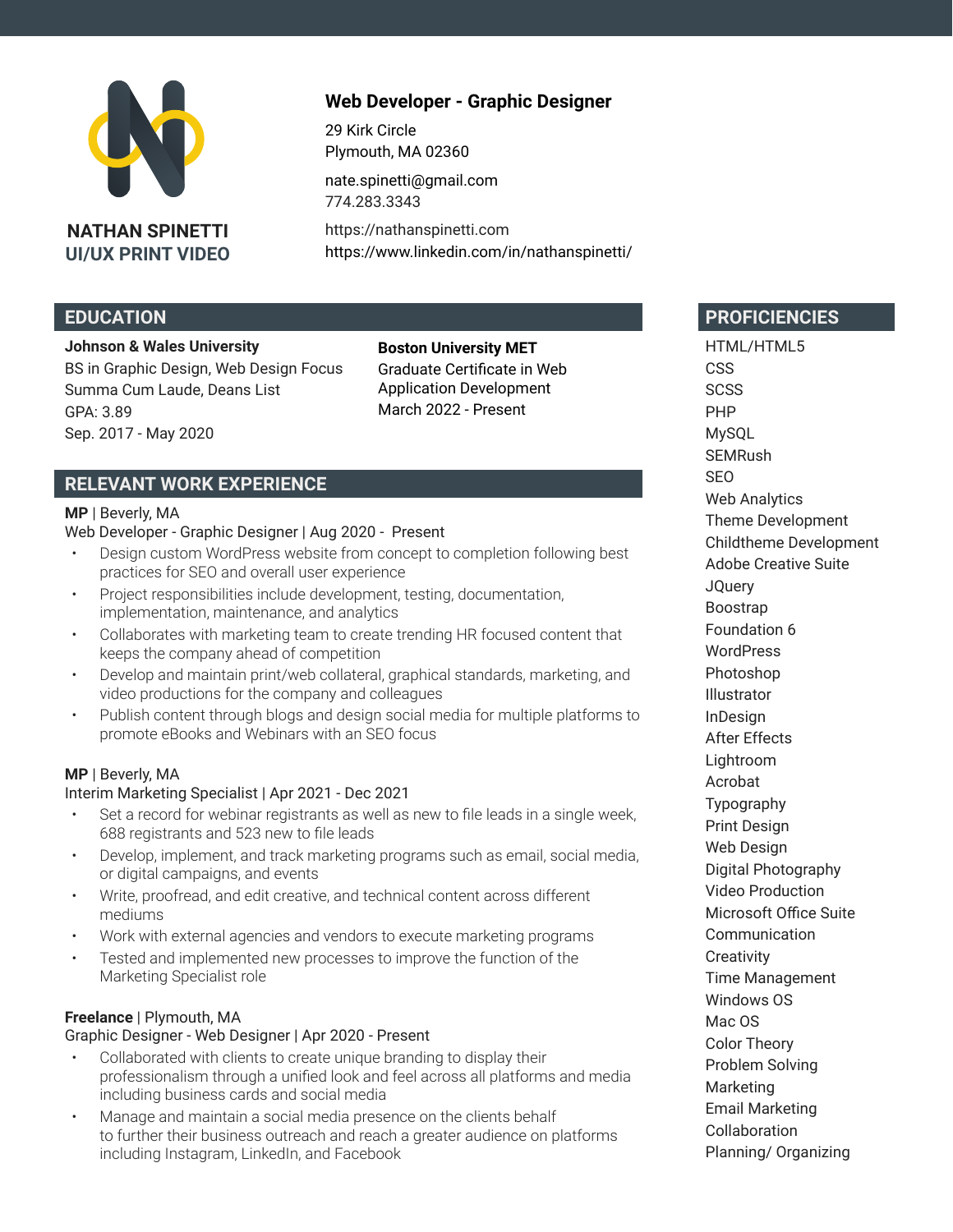# NATHAN SPINETTI

## UI/UX PRINT VIDEO

**Web Developer - Graphic Designer**

29 Kirk Circle
Plymouth, MA 02360

nate.spinetti@gmail.com
774.283.3343

https://nathanspinetti.com
https://www.linkedin.com/in/nathanspinetti/

## EDUCATION

**Johnson & Wales University**
BS in Graphic Design, Web Design Focus
Summa Cum Laude, Deans List
GPA: 3.89
Sep. 2017 - May 2020

**Boston University MET**
Graduate Certificate in Web Application Development
March 2022 - Present

## RELEVANT WORK EXPERIENCE

**MP** | Beverly, MA
Web Developer - Graphic Designer | Aug 2020 - Present

- Design custom WordPress website from concept to completion following best practices for SEO and overall user experience
- Project responsibilities include development, testing, documentation, implementation, maintenance, and analytics
- Collaborates with marketing team to create trending HR focused content that keeps the company ahead of competition
- Develop and maintain print/web collateral, graphical standards, marketing, and video productions for the company and colleagues
- Publish content through blogs and design social media for multiple platforms to promote eBooks and Webinars with an SEO focus

**MP** | Beverly, MA
Interim Marketing Specialist | Apr 2021 - Dec 2021

- Set a record for webinar registrants as well as new to file leads in a single week, 688 registrants and 523 new to file leads
- Develop, implement, and track marketing programs such as email, social media, or digital campaigns, and events
- Write, proofread, and edit creative, and technical content across different mediums
- Work with external agencies and vendors to execute marketing programs
- Tested and implemented new processes to improve the function of the Marketing Specialist role

**Freelance** | Plymouth, MA
Graphic Designer - Web Designer | Apr 2020 - Present

- Collaborated with clients to create unique branding to display their professionalism through a unified look and feel across all platforms and media including business cards and social media
- Manage and maintain a social media presence on the clients behalf to further their business outreach and reach a greater audience on platforms including Instagram, LinkedIn, and Facebook

## PROFICIENCIES

HTML/HTML5
CSS
SCSS
PHP
MySQL
SEMRush
SEO
Web Analytics
Theme Development
Childtheme Development
Adobe Creative Suite
JQuery
Boostrap
Foundation 6
WordPress
Photoshop
Illustrator
InDesign
After Effects
Lightroom
Acrobat
Typography
Print Design
Web Design
Digital Photography
Video Production
Microsoft Office Suite
Communication
Creativity
Time Management
Windows OS
Mac OS
Color Theory
Problem Solving
Marketing
Email Marketing
Collaboration
Planning/ Organizing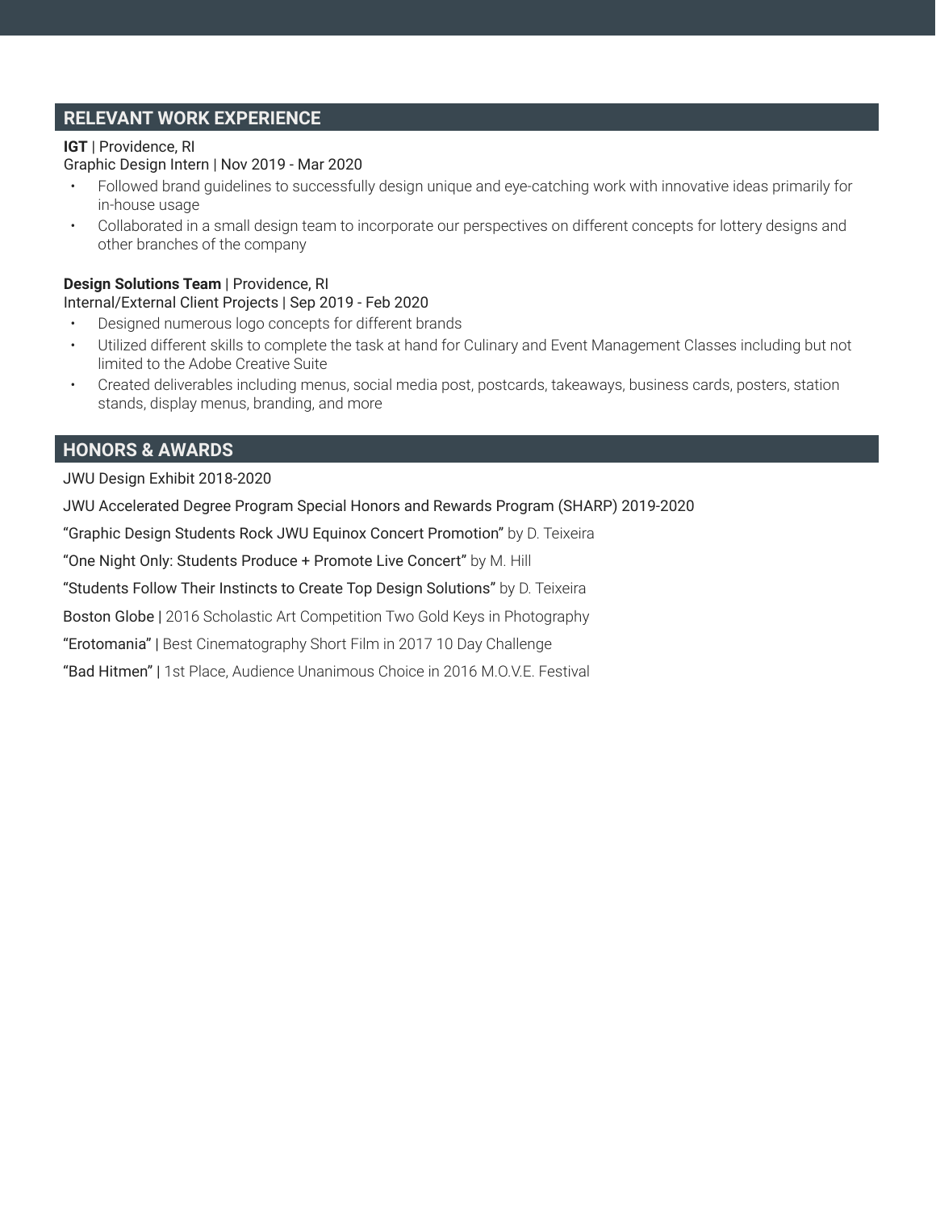## RELEVANT WORK EXPERIENCE

**IGT** | Providence, RI
Graphic Design Intern | Nov 2019 - Mar 2020

- Followed brand guidelines to successfully design unique and eye-catching work with innovative ideas primarily for in-house usage
- Collaborated in a small design team to incorporate our perspectives on different concepts for lottery designs and other branches of the company

**Design Solutions Team** | Providence, RI
Internal/External Client Projects | Sep 2019 - Feb 2020

- Designed numerous logo concepts for different brands
- Utilized different skills to complete the task at hand for Culinary and Event Management Classes including but not limited to the Adobe Creative Suite
- Created deliverables including menus, social media post, postcards, takeaways, business cards, posters, station stands, display menus, branding, and more

## HONORS & AWARDS

JWU Design Exhibit 2018-2020

JWU Accelerated Degree Program Special Honors and Rewards Program (SHARP) 2019-2020

"Graphic Design Students Rock JWU Equinox Concert Promotion" by D. Teixeira

"One Night Only: Students Produce + Promote Live Concert" by M. Hill

"Students Follow Their Instincts to Create Top Design Solutions" by D. Teixeira

Boston Globe | 2016 Scholastic Art Competition Two Gold Keys in Photography

"Erotomania" | Best Cinematography Short Film in 2017 10 Day Challenge

"Bad Hitmen" | 1st Place, Audience Unanimous Choice in 2016 M.O.V.E. Festival